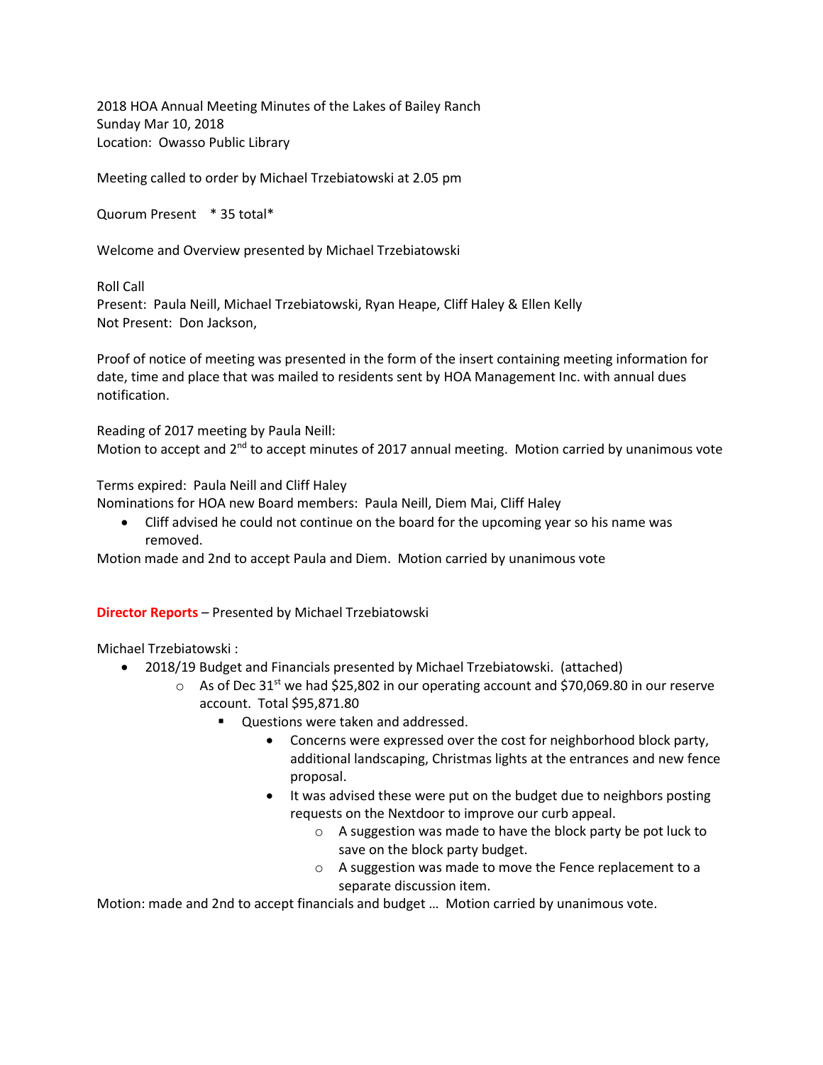2018 HOA Annual Meeting Minutes of the Lakes of Bailey Ranch
Sunday Mar 10, 2018
Location: Owasso Public Library

Meeting called to order by Michael Trzebiatowski at 2.05 pm

Quorum Present * 35 total*

Welcome and Overview presented by Michael Trzebiatowski

Roll Call
Present: Paula Neill, Michael Trzebiatowski, Ryan Heape, Cliff Haley & Ellen Kelly
Not Present: Don Jackson,

Proof of notice of meeting was presented in the form of the insert containing meeting information for date, time and place that was mailed to residents sent by HOA Management Inc. with annual dues notification.

Reading of 2017 meeting by Paula Neill:
Motion to accept and 2nd to accept minutes of 2017 annual meeting. Motion carried by unanimous vote

Terms expired: Paula Neill and Cliff Haley
Nominations for HOA new Board members: Paula Neill, Diem Mai, Cliff Haley

- Cliff advised he could not continue on the board for the upcoming year so his name was removed.

Motion made and 2nd to accept Paula and Diem. Motion carried by unanimous vote

**Director Reports** – Presented by Michael Trzebiatowski

Michael Trzebiatowski :

- 2018/19 Budget and Financials presented by Michael Trzebiatowski. (attached)
  - As of Dec 31st we had $25,802 in our operating account and $70,069.80 in our reserve account. Total $95,871.80
    - Questions were taken and addressed.
      - Concerns were expressed over the cost for neighborhood block party, additional landscaping, Christmas lights at the entrances and new fence proposal.
      - It was advised these were put on the budget due to neighbors posting requests on the Nextdoor to improve our curb appeal.
        - A suggestion was made to have the block party be pot luck to save on the block party budget.
        - A suggestion was made to move the Fence replacement to a separate discussion item.

Motion: made and 2nd to accept financials and budget … Motion carried by unanimous vote.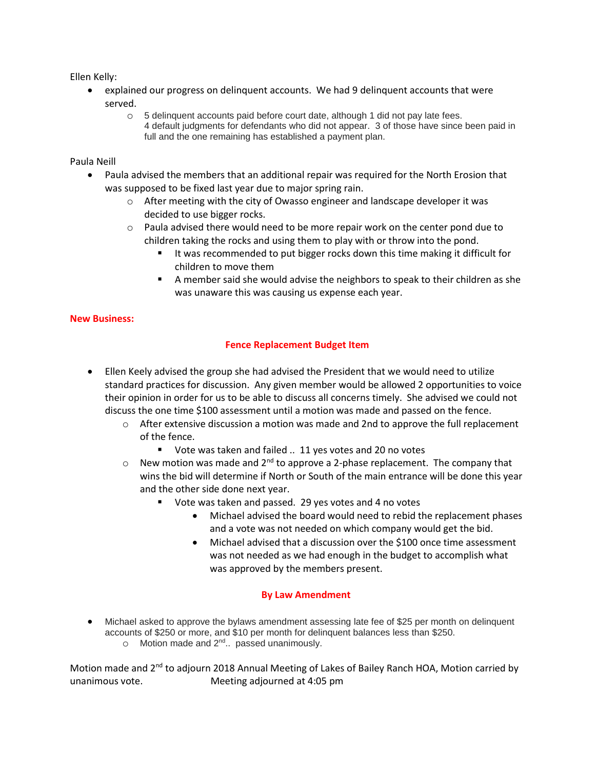Ellen Kelly:

- explained our progress on delinquent accounts. We had 9 delinquent accounts that were served.
  - 5 delinquent accounts paid before court date, although 1 did not pay late fees.
    4 default judgments for defendants who did not appear. 3 of those have since been paid in full and the one remaining has established a payment plan.

Paula Neill

- Paula advised the members that an additional repair was required for the North Erosion that was supposed to be fixed last year due to major spring rain.
  - After meeting with the city of Owasso engineer and landscape developer it was decided to use bigger rocks.
  - Paula advised there would need to be more repair work on the center pond due to children taking the rocks and using them to play with or throw into the pond.
    - It was recommended to put bigger rocks down this time making it difficult for children to move them
    - A member said she would advise the neighbors to speak to their children as she was unaware this was causing us expense each year.

**New Business:**

**Fence Replacement Budget Item**

- Ellen Keely advised the group she had advised the President that we would need to utilize standard practices for discussion. Any given member would be allowed 2 opportunities to voice their opinion in order for us to be able to discuss all concerns timely. She advised we could not discuss the one time $100 assessment until a motion was made and passed on the fence.
  - After extensive discussion a motion was made and 2nd to approve the full replacement of the fence.
    - Vote was taken and failed .. 11 yes votes and 20 no votes
  - New motion was made and 2nd to approve a 2-phase replacement. The company that wins the bid will determine if North or South of the main entrance will be done this year and the other side done next year.
    - Vote was taken and passed. 29 yes votes and 4 no votes
      - Michael advised the board would need to rebid the replacement phases and a vote was not needed on which company would get the bid.
      - Michael advised that a discussion over the $100 once time assessment was not needed as we had enough in the budget to accomplish what was approved by the members present.

**By Law Amendment**

- Michael asked to approve the bylaws amendment assessing late fee of $25 per month on delinquent accounts of $250 or more, and $10 per month for delinquent balances less than $250.
  - Motion made and 2nd.. passed unanimously.

Motion made and 2nd to adjourn 2018 Annual Meeting of Lakes of Bailey Ranch HOA, Motion carried by unanimous vote. Meeting adjourned at 4:05 pm